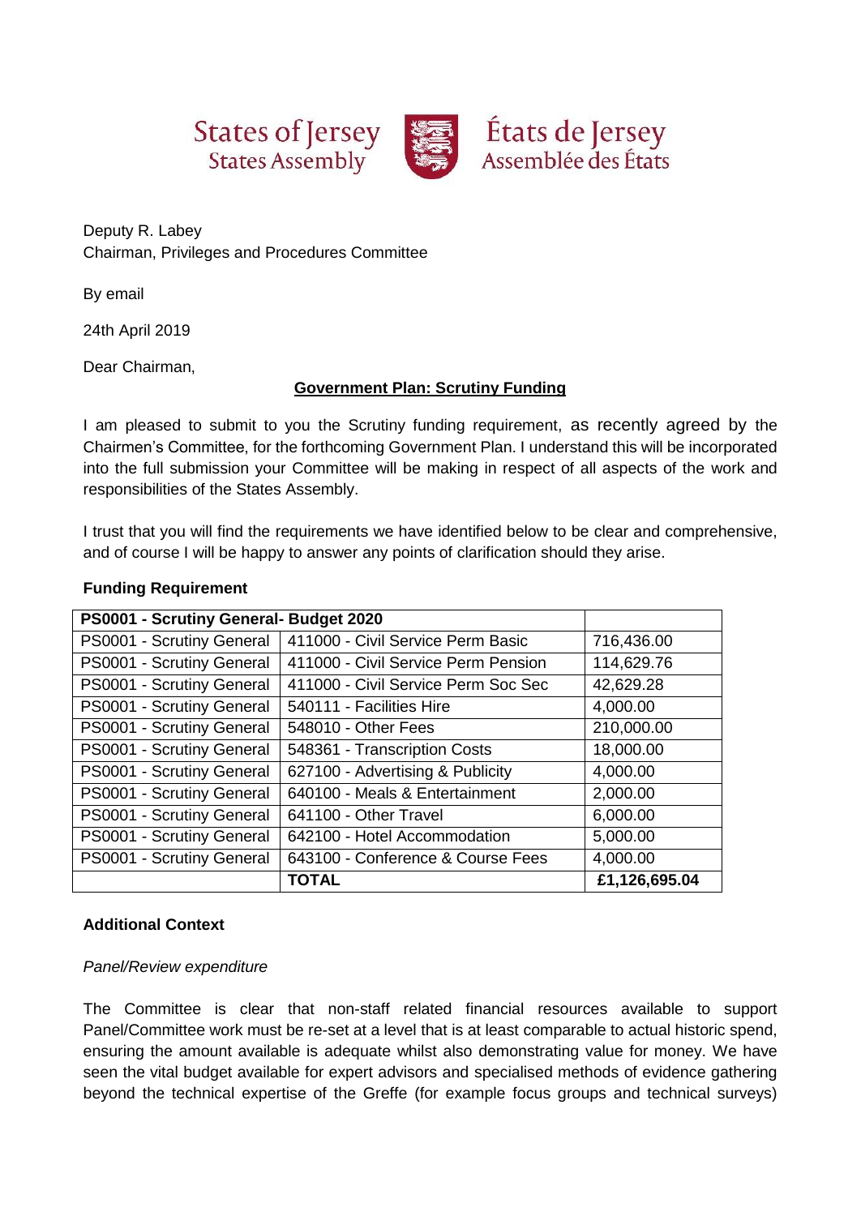States of Jersey
States Assembly

États de Jersey
Assemblée des États

Deputy R. Labey
Chairman, Privileges and Procedures Committee

By email

24th April 2019

Dear Chairman,

**Government Plan: Scrutiny Funding**

I am pleased to submit to you the Scrutiny funding requirement, as recently agreed by the Chairmen's Committee, for the forthcoming Government Plan. I understand this will be incorporated into the full submission your Committee will be making in respect of all aspects of the work and responsibilities of the States Assembly.

I trust that you will find the requirements we have identified below to be clear and comprehensive, and of course I will be happy to answer any points of clarification should they arise.

**Funding Requirement**

| **PS0001 - Scrutiny General- Budget 2020** | | |
|---|---|---|
| PS0001 - Scrutiny General | 411000 - Civil Service Perm Basic | 716,436.00 |
| PS0001 - Scrutiny General | 411000 - Civil Service Perm Pension | 114,629.76 |
| PS0001 - Scrutiny General | 411000 - Civil Service Perm Soc Sec | 42,629.28 |
| PS0001 - Scrutiny General | 540111 - Facilities Hire | 4,000.00 |
| PS0001 - Scrutiny General | 548010 - Other Fees | 210,000.00 |
| PS0001 - Scrutiny General | 548361 - Transcription Costs | 18,000.00 |
| PS0001 - Scrutiny General | 627100 - Advertising & Publicity | 4,000.00 |
| PS0001 - Scrutiny General | 640100 - Meals & Entertainment | 2,000.00 |
| PS0001 - Scrutiny General | 641100 - Other Travel | 6,000.00 |
| PS0001 - Scrutiny General | 642100 - Hotel Accommodation | 5,000.00 |
| PS0001 - Scrutiny General | 643100 - Conference & Course Fees | 4,000.00 |
| | **TOTAL** | **£1,126,695.04** |

**Additional Context**

*Panel/Review expenditure*

The Committee is clear that non-staff related financial resources available to support Panel/Committee work must be re-set at a level that is at least comparable to actual historic spend, ensuring the amount available is adequate whilst also demonstrating value for money. We have seen the vital budget available for expert advisors and specialised methods of evidence gathering beyond the technical expertise of the Greffe (for example focus groups and technical surveys)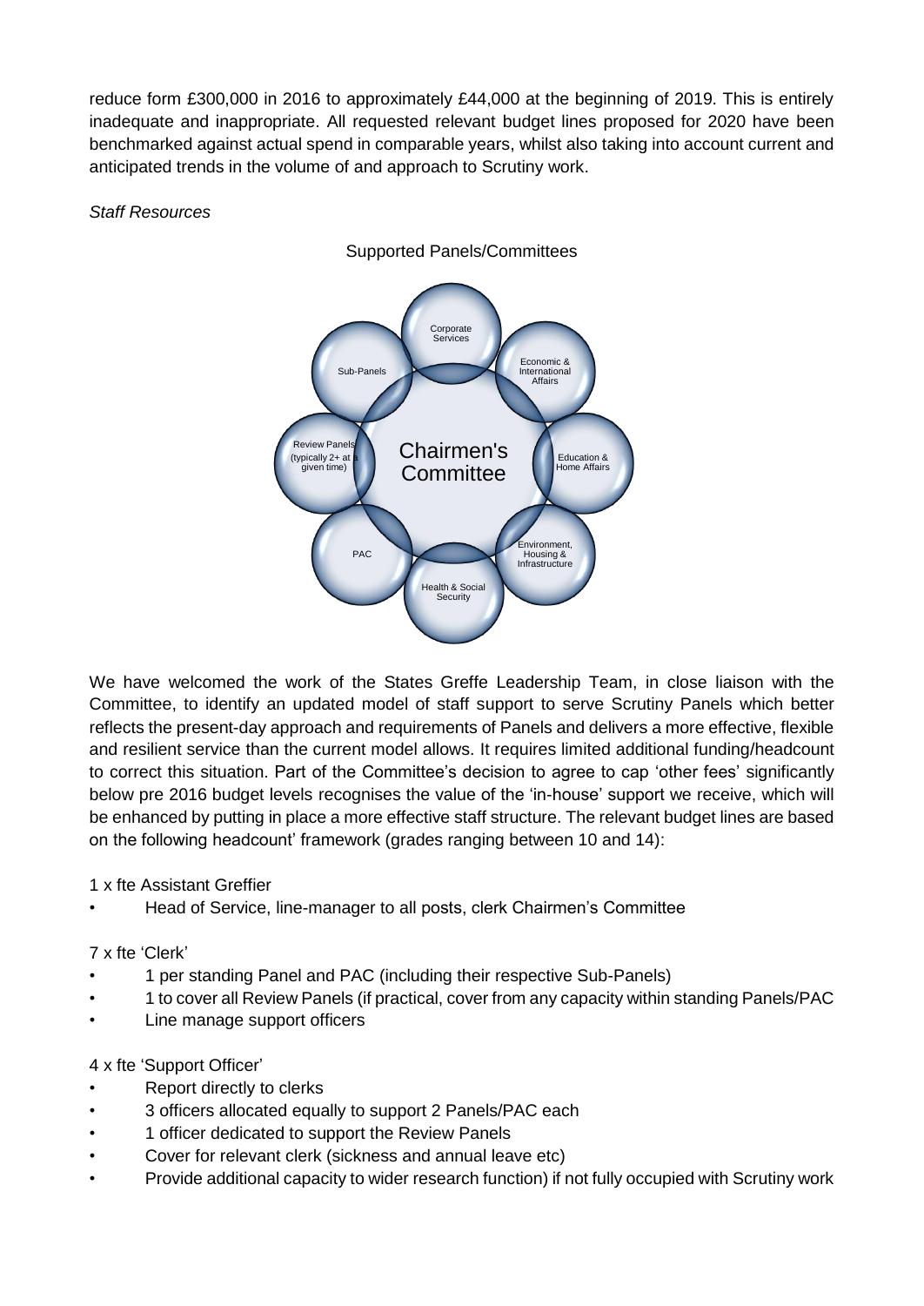reduce form £300,000 in 2016 to approximately £44,000 at the beginning of 2019. This is entirely inadequate and inappropriate. All requested relevant budget lines proposed for 2020 have been benchmarked against actual spend in comparable years, whilst also taking into account current and anticipated trends in the volume of and approach to Scrutiny work.

*Staff Resources*

Supported Panels/Committees

- Chairmen's Committee
  - Corporate Services
  - Economic & International Affairs
  - Education & Home Affairs
  - Environment, Housing & Infrastructure
  - Health & Social Security
  - PAC
  - Review Panels (typically 2+ at a given time)
  - Sub-Panels

We have welcomed the work of the States Greffe Leadership Team, in close liaison with the Committee, to identify an updated model of staff support to serve Scrutiny Panels which better reflects the present-day approach and requirements of Panels and delivers a more effective, flexible and resilient service than the current model allows. It requires limited additional funding/headcount to correct this situation. Part of the Committee's decision to agree to cap 'other fees' significantly below pre 2016 budget levels recognises the value of the 'in-house' support we receive, which will be enhanced by putting in place a more effective staff structure. The relevant budget lines are based on the following headcount' framework (grades ranging between 10 and 14):

1 x fte Assistant Greffier

- Head of Service, line-manager to all posts, clerk Chairmen's Committee

7 x fte 'Clerk'

- 1 per standing Panel and PAC (including their respective Sub-Panels)
- 1 to cover all Review Panels (if practical, cover from any capacity within standing Panels/PAC
- Line manage support officers

4 x fte 'Support Officer'

- Report directly to clerks
- 3 officers allocated equally to support 2 Panels/PAC each
- 1 officer dedicated to support the Review Panels
- Cover for relevant clerk (sickness and annual leave etc)
- Provide additional capacity to wider research function) if not fully occupied with Scrutiny work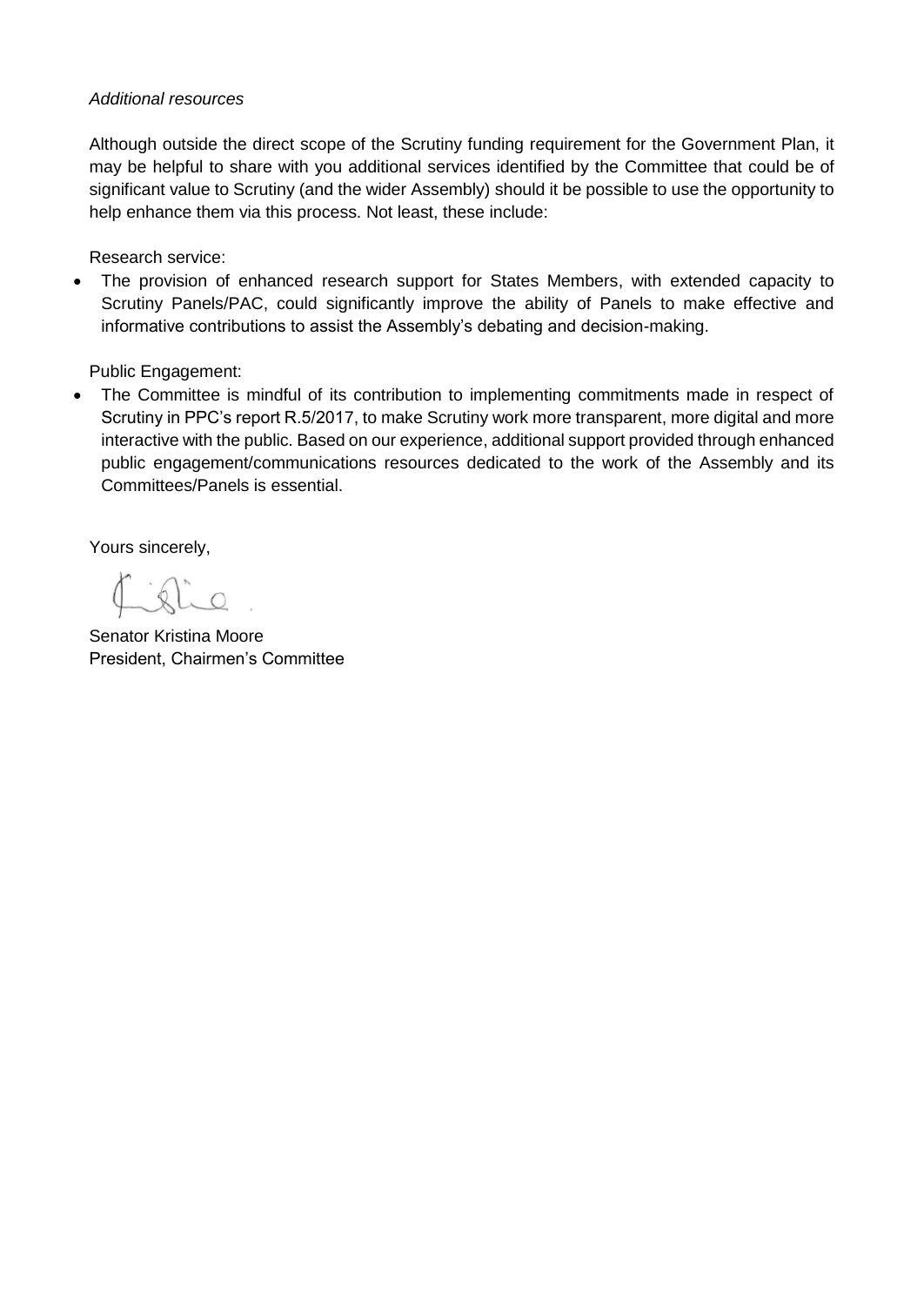*Additional resources*

Although outside the direct scope of the Scrutiny funding requirement for the Government Plan, it may be helpful to share with you additional services identified by the Committee that could be of significant value to Scrutiny (and the wider Assembly) should it be possible to use the opportunity to help enhance them via this process. Not least, these include:

Research service:

- The provision of enhanced research support for States Members, with extended capacity to Scrutiny Panels/PAC, could significantly improve the ability of Panels to make effective and informative contributions to assist the Assembly's debating and decision-making.

Public Engagement:

- The Committee is mindful of its contribution to implementing commitments made in respect of Scrutiny in PPC's report R.5/2017, to make Scrutiny work more transparent, more digital and more interactive with the public. Based on our experience, additional support provided through enhanced public engagement/communications resources dedicated to the work of the Assembly and its Committees/Panels is essential.

Yours sincerely,

Senator Kristina Moore
President, Chairmen's Committee